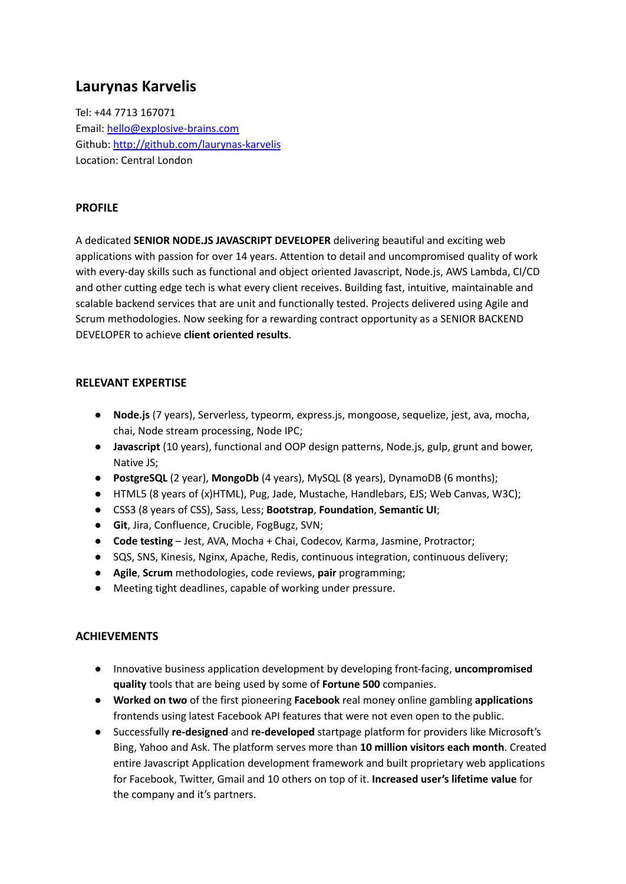# Laurynas Karvelis

Tel: +44 7713 167071
Email: [hello@explosive-brains.com](mailto:hello@explosive-brains.com)
Github: [http://github.com/laurynas-karvelis](http://github.com/laurynas-karvelis)
Location: Central London

## PROFILE

A dedicated **SENIOR NODE.JS JAVASCRIPT DEVELOPER** delivering beautiful and exciting web applications with passion for over 14 years. Attention to detail and uncompromised quality of work with every-day skills such as functional and object oriented Javascript, Node.js, AWS Lambda, CI/CD and other cutting edge tech is what every client receives. Building fast, intuitive, maintainable and scalable backend services that are unit and functionally tested. Projects delivered using Agile and Scrum methodologies. Now seeking for a rewarding contract opportunity as a SENIOR BACKEND DEVELOPER to achieve **client oriented results**.

## RELEVANT EXPERTISE

- **Node.js** (7 years), Serverless, typeorm, express.js, mongoose, sequelize, jest, ava, mocha, chai, Node stream processing, Node IPC;
- **Javascript** (10 years), functional and OOP design patterns, Node.js, gulp, grunt and bower, Native JS;
- **PostgreSQL** (2 year), **MongoDb** (4 years), MySQL (8 years), DynamoDB (6 months);
- HTML5 (8 years of (x)HTML), Pug, Jade, Mustache, Handlebars, EJS; Web Canvas, W3C);
- CSS3 (8 years of CSS), Sass, Less; **Bootstrap**, **Foundation**, **Semantic UI**;
- **Git**, Jira, Confluence, Crucible, FogBugz, SVN;
- **Code testing** – Jest, AVA, Mocha + Chai, Codecov, Karma, Jasmine, Protractor;
- SQS, SNS, Kinesis, Nginx, Apache, Redis, continuous integration, continuous delivery;
- **Agile**, **Scrum** methodologies, code reviews, **pair** programming;
- Meeting tight deadlines, capable of working under pressure.

## ACHIEVEMENTS

- Innovative business application development by developing front-facing, **uncompromised quality** tools that are being used by some of **Fortune 500** companies.
- **Worked on two** of the first pioneering **Facebook** real money online gambling **applications** frontends using latest Facebook API features that were not even open to the public.
- Successfully **re-designed** and **re-developed** startpage platform for providers like Microsoft's Bing, Yahoo and Ask. The platform serves more than **10 million visitors each month**. Created entire Javascript Application development framework and built proprietary web applications for Facebook, Twitter, Gmail and 10 others on top of it. **Increased user's lifetime value** for the company and it's partners.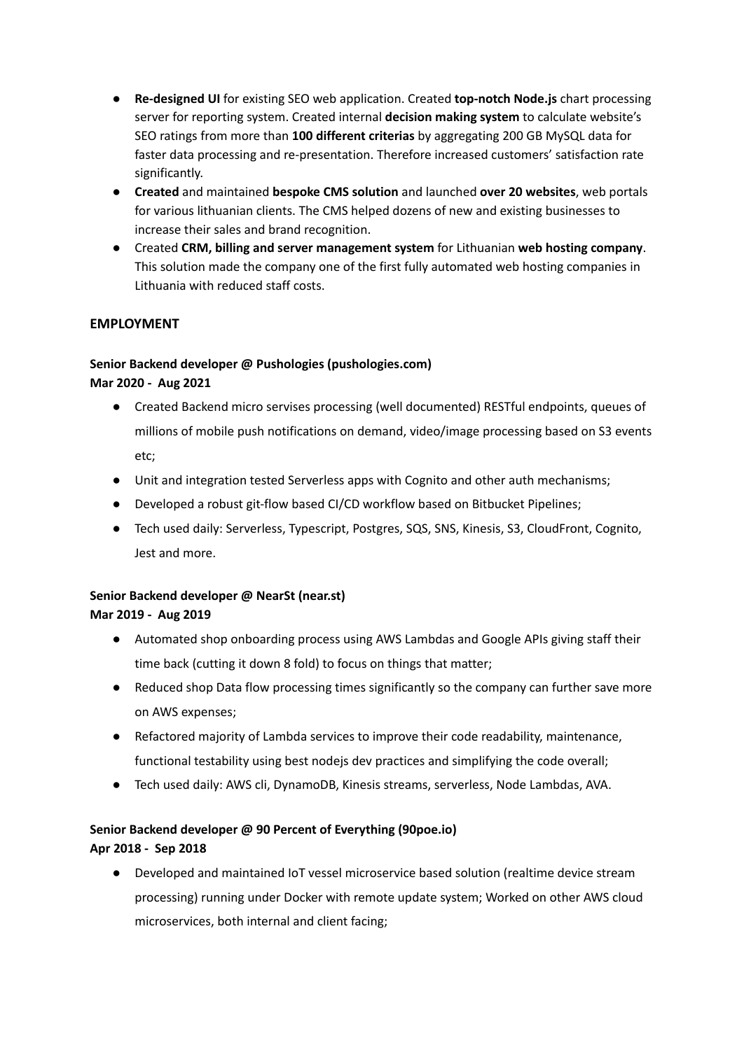- **Re-designed UI** for existing SEO web application. Created **top-notch Node.js** chart processing server for reporting system. Created internal **decision making system** to calculate website's SEO ratings from more than **100 different criterias** by aggregating 200 GB MySQL data for faster data processing and re-presentation. Therefore increased customers' satisfaction rate significantly.
- **Created** and maintained **bespoke CMS solution** and launched **over 20 websites**, web portals for various lithuanian clients. The CMS helped dozens of new and existing businesses to increase their sales and brand recognition.
- Created **CRM, billing and server management system** for Lithuanian **web hosting company**. This solution made the company one of the first fully automated web hosting companies in Lithuania with reduced staff costs.

## EMPLOYMENT

### Senior Backend developer @ Pushologies (pushologies.com)
**Mar 2020 - Aug 2021**

- Created Backend micro servises processing (well documented) RESTful endpoints, queues of millions of mobile push notifications on demand, video/image processing based on S3 events etc;
- Unit and integration tested Serverless apps with Cognito and other auth mechanisms;
- Developed a robust git-flow based CI/CD workflow based on Bitbucket Pipelines;
- Tech used daily: Serverless, Typescript, Postgres, SQS, SNS, Kinesis, S3, CloudFront, Cognito, Jest and more.

### Senior Backend developer @ NearSt (near.st)
**Mar 2019 - Aug 2019**

- Automated shop onboarding process using AWS Lambdas and Google APIs giving staff their time back (cutting it down 8 fold) to focus on things that matter;
- Reduced shop Data flow processing times significantly so the company can further save more on AWS expenses;
- Refactored majority of Lambda services to improve their code readability, maintenance, functional testability using best nodejs dev practices and simplifying the code overall;
- Tech used daily: AWS cli, DynamoDB, Kinesis streams, serverless, Node Lambdas, AVA.

### Senior Backend developer @ 90 Percent of Everything (90poe.io)
**Apr 2018 - Sep 2018**

- Developed and maintained IoT vessel microservice based solution (realtime device stream processing) running under Docker with remote update system; Worked on other AWS cloud microservices, both internal and client facing;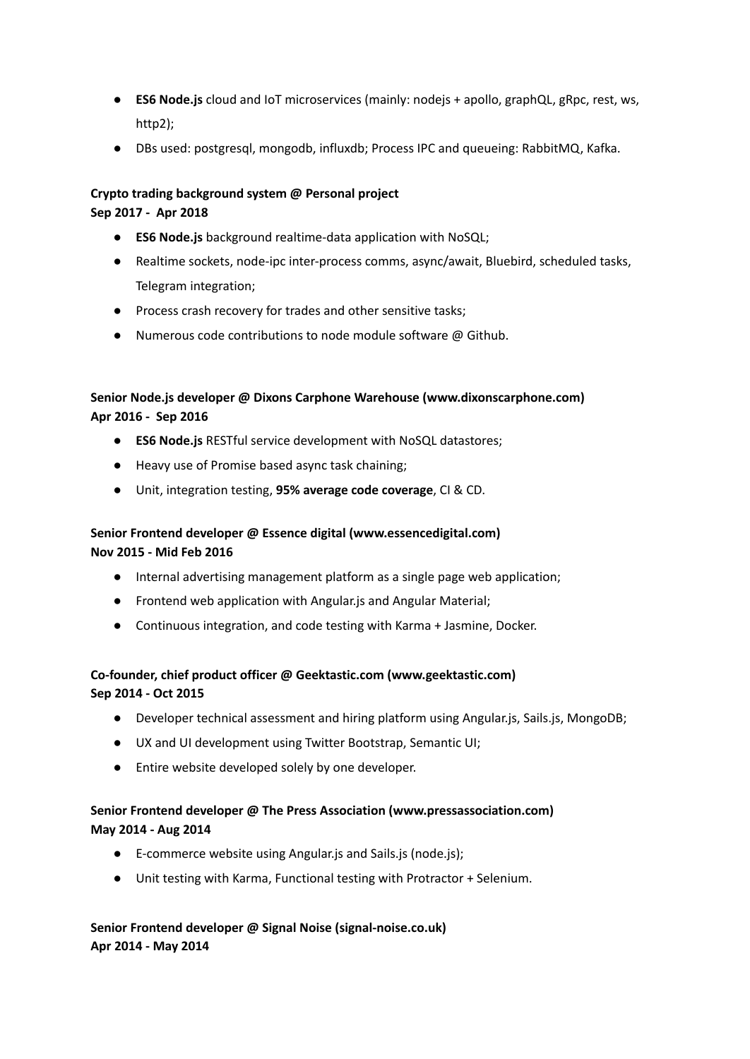- **ES6 Node.js** cloud and IoT microservices (mainly: nodejs + apollo, graphQL, gRpc, rest, ws, http2);
- DBs used: postgresql, mongodb, influxdb; Process IPC and queueing: RabbitMQ, Kafka.

**Crypto trading background system @ Personal project**
**Sep 2017 - Apr 2018**

- **ES6 Node.js** background realtime-data application with NoSQL;
- Realtime sockets, node-ipc inter-process comms, async/await, Bluebird, scheduled tasks, Telegram integration;
- Process crash recovery for trades and other sensitive tasks;
- Numerous code contributions to node module software @ Github.

**Senior Node.js developer @ Dixons Carphone Warehouse (www.dixonscarphone.com)**
**Apr 2016 - Sep 2016**

- **ES6 Node.js** RESTful service development with NoSQL datastores;
- Heavy use of Promise based async task chaining;
- Unit, integration testing, **95% average code coverage**, CI & CD.

**Senior Frontend developer @ Essence digital (www.essencedigital.com)**
**Nov 2015 - Mid Feb 2016**

- Internal advertising management platform as a single page web application;
- Frontend web application with Angular.js and Angular Material;
- Continuous integration, and code testing with Karma + Jasmine, Docker.

**Co-founder, chief product officer @ Geektastic.com (www.geektastic.com)**
**Sep 2014 - Oct 2015**

- Developer technical assessment and hiring platform using Angular.js, Sails.js, MongoDB;
- UX and UI development using Twitter Bootstrap, Semantic UI;
- Entire website developed solely by one developer.

**Senior Frontend developer @ The Press Association (www.pressassociation.com)**
**May 2014 - Aug 2014**

- E-commerce website using Angular.js and Sails.js (node.js);
- Unit testing with Karma, Functional testing with Protractor + Selenium.

**Senior Frontend developer @ Signal Noise (signal-noise.co.uk)**
**Apr 2014 - May 2014**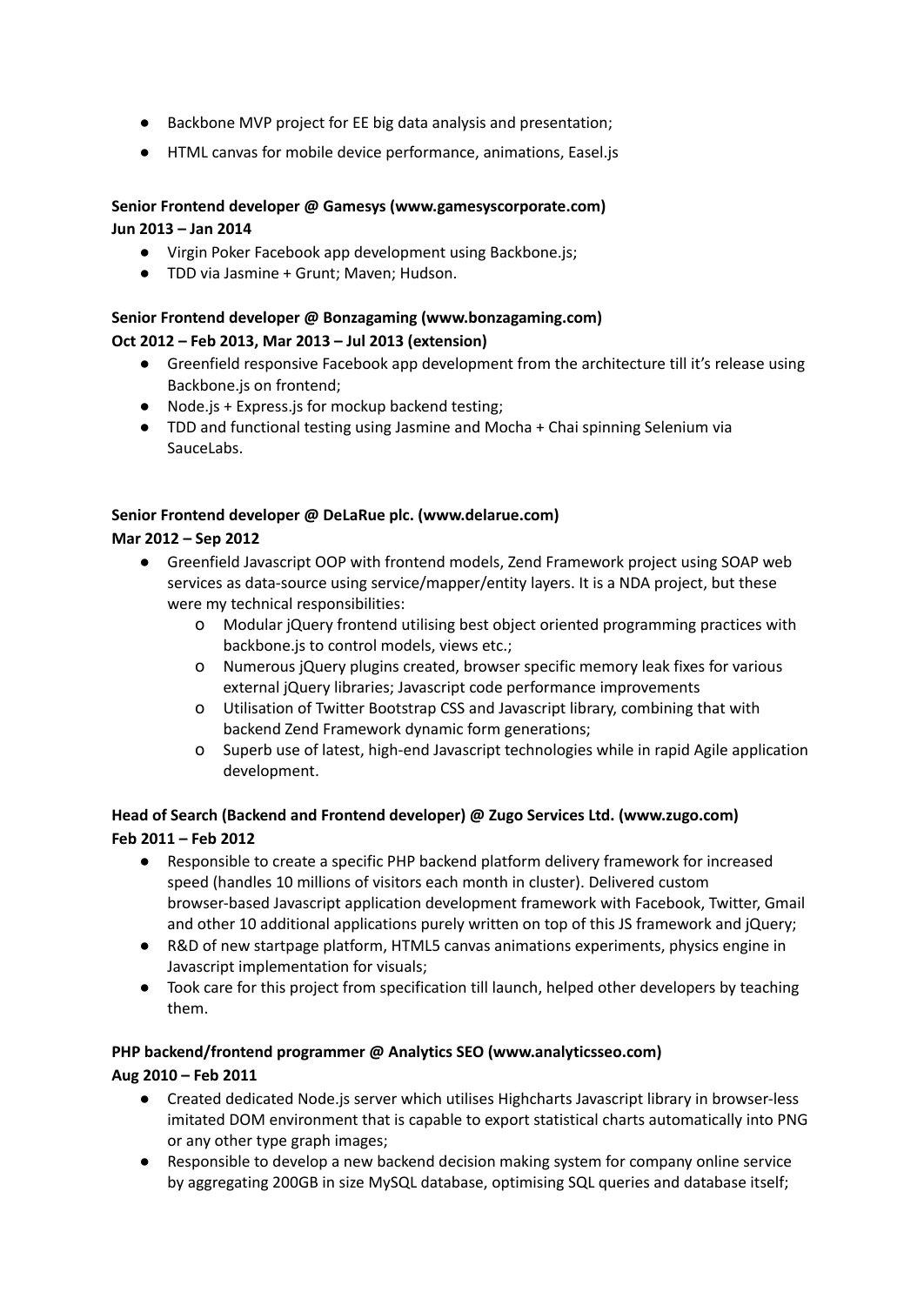- Backbone MVP project for EE big data analysis and presentation;
- HTML canvas for mobile device performance, animations, Easel.js

**Senior Frontend developer @ Gamesys (www.gamesyscorporate.com)**
**Jun 2013 – Jan 2014**

- Virgin Poker Facebook app development using Backbone.js;
- TDD via Jasmine + Grunt; Maven; Hudson.

**Senior Frontend developer @ Bonzagaming (www.bonzagaming.com)**
**Oct 2012 – Feb 2013, Mar 2013 – Jul 2013 (extension)**

- Greenfield responsive Facebook app development from the architecture till it's release using Backbone.js on frontend;
- Node.js + Express.js for mockup backend testing;
- TDD and functional testing using Jasmine and Mocha + Chai spinning Selenium via SauceLabs.

**Senior Frontend developer @ DeLaRue plc. (www.delarue.com)**
**Mar 2012 – Sep 2012**

- Greenfield Javascript OOP with frontend models, Zend Framework project using SOAP web services as data-source using service/mapper/entity layers. It is a NDA project, but these were my technical responsibilities:
    - Modular jQuery frontend utilising best object oriented programming practices with backbone.js to control models, views etc.;
    - Numerous jQuery plugins created, browser specific memory leak fixes for various external jQuery libraries; Javascript code performance improvements
    - Utilisation of Twitter Bootstrap CSS and Javascript library, combining that with backend Zend Framework dynamic form generations;
    - Superb use of latest, high-end Javascript technologies while in rapid Agile application development.

**Head of Search (Backend and Frontend developer) @ Zugo Services Ltd. (www.zugo.com)**
**Feb 2011 – Feb 2012**

- Responsible to create a specific PHP backend platform delivery framework for increased speed (handles 10 millions of visitors each month in cluster). Delivered custom browser-based Javascript application development framework with Facebook, Twitter, Gmail and other 10 additional applications purely written on top of this JS framework and jQuery;
- R&D of new startpage platform, HTML5 canvas animations experiments, physics engine in Javascript implementation for visuals;
- Took care for this project from specification till launch, helped other developers by teaching them.

**PHP backend/frontend programmer @ Analytics SEO (www.analyticsseo.com)**
**Aug 2010 – Feb 2011**

- Created dedicated Node.js server which utilises Highcharts Javascript library in browser-less imitated DOM environment that is capable to export statistical charts automatically into PNG or any other type graph images;
- Responsible to develop a new backend decision making system for company online service by aggregating 200GB in size MySQL database, optimising SQL queries and database itself;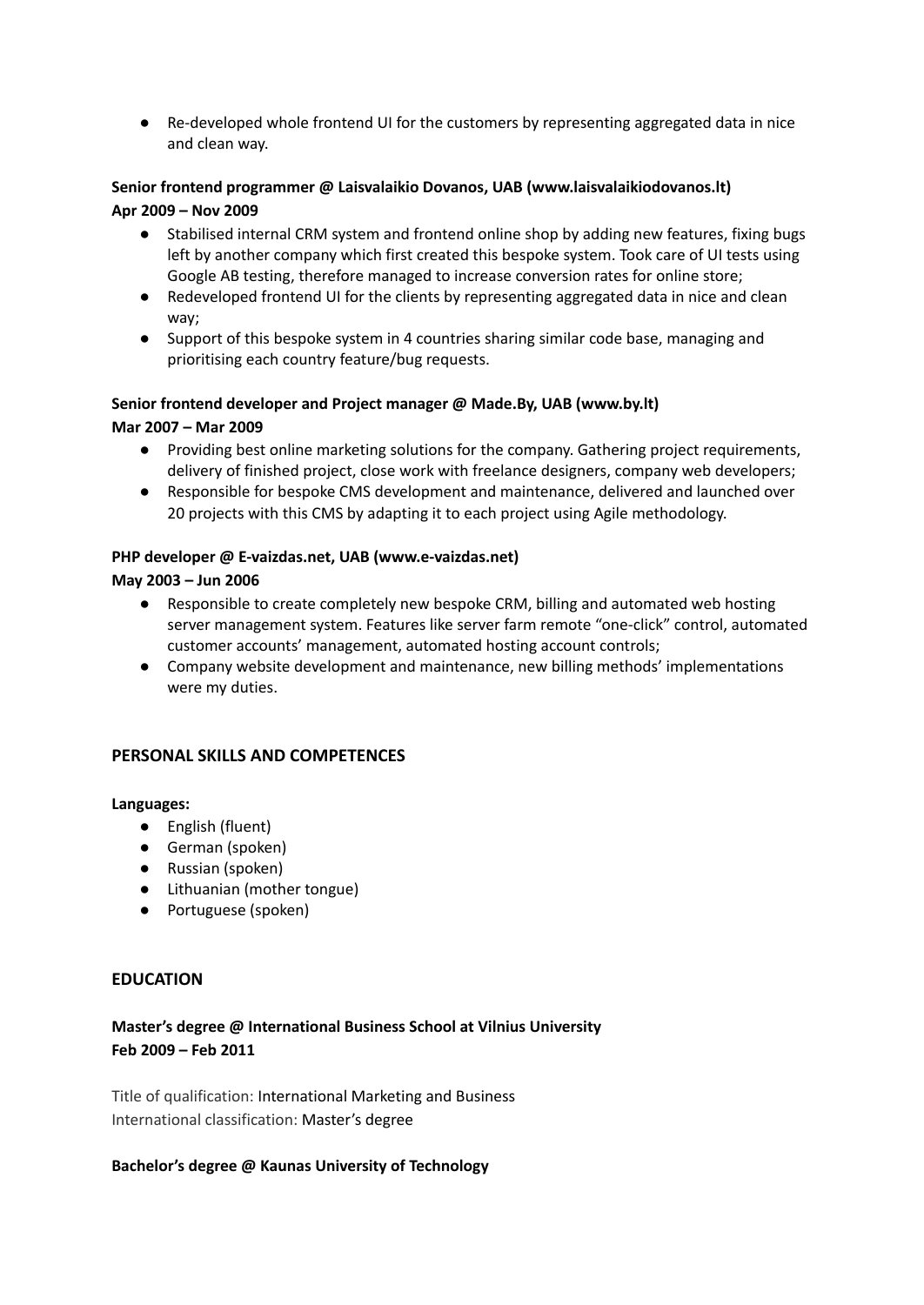- Re-developed whole frontend UI for the customers by representing aggregated data in nice and clean way.

**Senior frontend programmer @ Laisvalaikio Dovanos, UAB (www.laisvalaikiodovanos.lt)**
**Apr 2009 – Nov 2009**

- Stabilised internal CRM system and frontend online shop by adding new features, fixing bugs left by another company which first created this bespoke system. Took care of UI tests using Google AB testing, therefore managed to increase conversion rates for online store;
- Redeveloped frontend UI for the clients by representing aggregated data in nice and clean way;
- Support of this bespoke system in 4 countries sharing similar code base, managing and prioritising each country feature/bug requests.

**Senior frontend developer and Project manager @ Made.By, UAB (www.by.lt)**
**Mar 2007 – Mar 2009**

- Providing best online marketing solutions for the company. Gathering project requirements, delivery of finished project, close work with freelance designers, company web developers;
- Responsible for bespoke CMS development and maintenance, delivered and launched over 20 projects with this CMS by adapting it to each project using Agile methodology.

**PHP developer @ E-vaizdas.net, UAB (www.e-vaizdas.net)**
**May 2003 – Jun 2006**

- Responsible to create completely new bespoke CRM, billing and automated web hosting server management system. Features like server farm remote "one-click" control, automated customer accounts' management, automated hosting account controls;
- Company website development and maintenance, new billing methods' implementations were my duties.

## PERSONAL SKILLS AND COMPETENCES

**Languages:**

- English (fluent)
- German (spoken)
- Russian (spoken)
- Lithuanian (mother tongue)
- Portuguese (spoken)

## EDUCATION

**Master's degree @ International Business School at Vilnius University**
**Feb 2009 – Feb 2011**

Title of qualification: International Marketing and Business
International classification: Master's degree

**Bachelor's degree @ Kaunas University of Technology**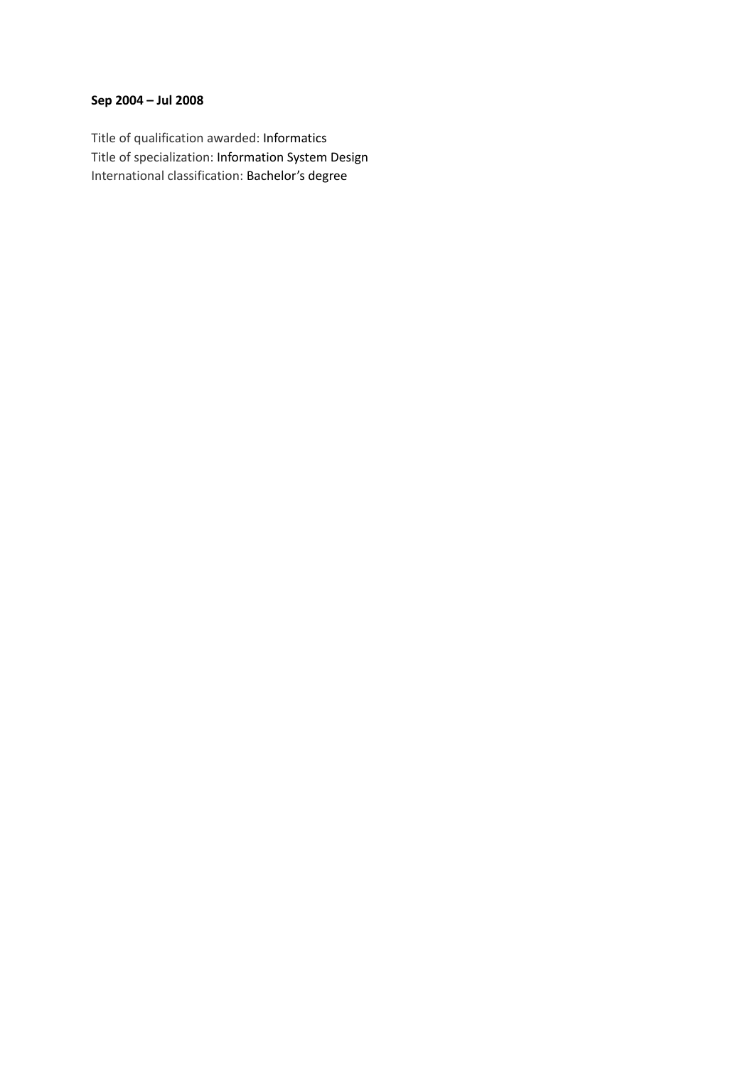**Sep 2004 – Jul 2008**

Title of qualification awarded: Informatics
Title of specialization: Information System Design
International classification: Bachelor’s degree